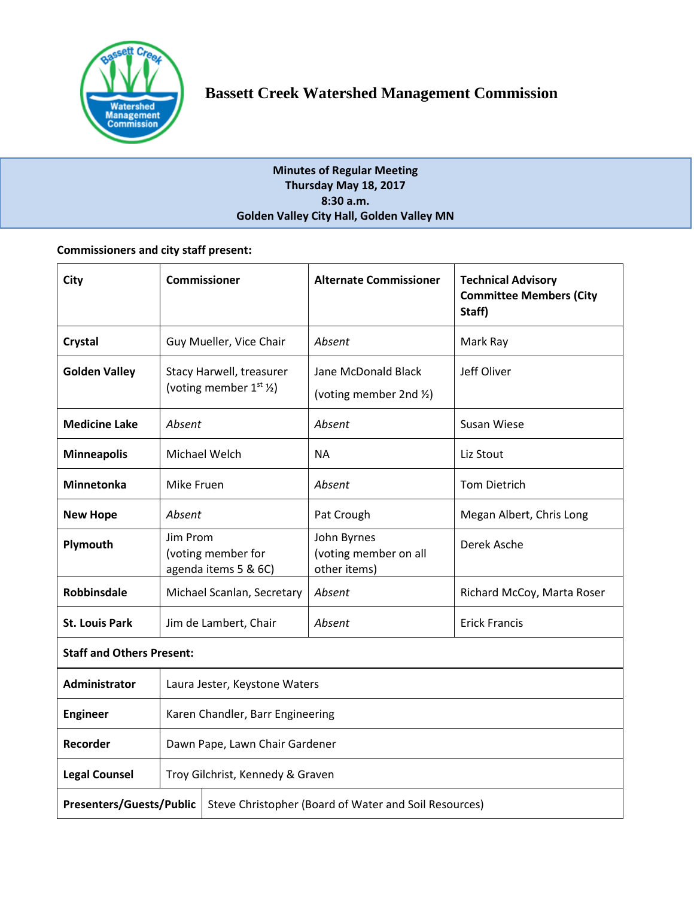# Bassett Creek Watershed Management Commission

**Minutes of Regular Meeting**
**Thursday May 18, 2017**
**8:30 a.m.**
**Golden Valley City Hall, Golden Valley MN**

**Commissioners and city staff present:**

| City | Commissioner | Alternate Commissioner | Technical Advisory Committee Members (City Staff) |
|---|---|---|---|
| **Crystal** | Guy Mueller, Vice Chair | *Absent* | Mark Ray |
| **Golden Valley** | Stacy Harwell, treasurer (voting member 1st ½) | Jane McDonald Black (voting member 2nd ½) | Jeff Oliver |
| **Medicine Lake** | *Absent* | *Absent* | Susan Wiese |
| **Minneapolis** | Michael Welch | NA | Liz Stout |
| **Minnetonka** | Mike Fruen | *Absent* | Tom Dietrich |
| **New Hope** | *Absent* | Pat Crough | Megan Albert, Chris Long |
| **Plymouth** | Jim Prom (voting member for agenda items 5 & 6C) | John Byrnes (voting member on all other items) | Derek Asche |
| **Robbinsdale** | Michael Scanlan, Secretary | *Absent* | Richard McCoy, Marta Roser |
| **St. Louis Park** | Jim de Lambert, Chair | *Absent* | Erick Francis |
| **Staff and Others Present:** | | | |
| **Administrator** | Laura Jester, Keystone Waters | | |
| **Engineer** | Karen Chandler, Barr Engineering | | |
| **Recorder** | Dawn Pape, Lawn Chair Gardener | | |
| **Legal Counsel** | Troy Gilchrist, Kennedy & Graven | | |
| **Presenters/Guests/Public** | Steve Christopher (Board of Water and Soil Resources) | | |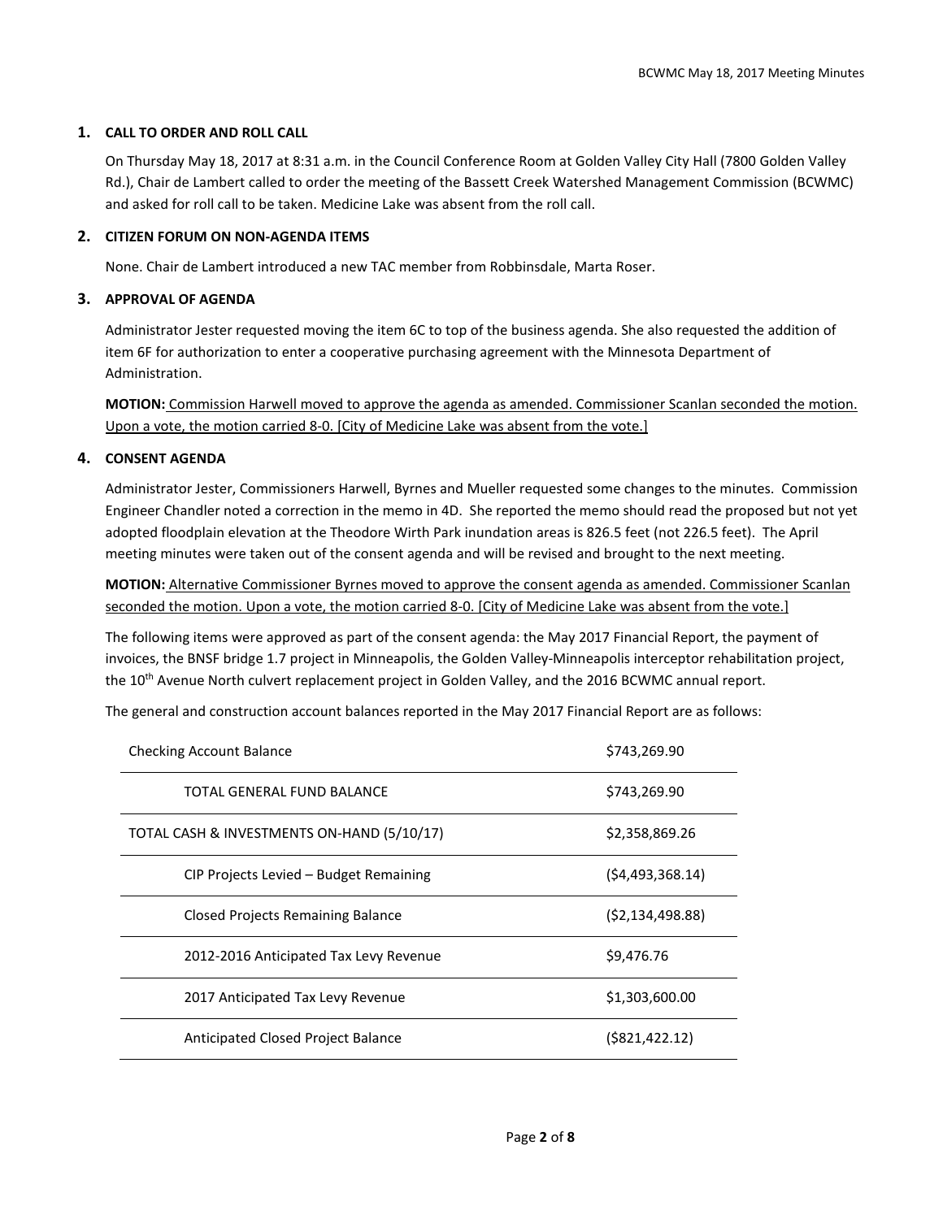## 1. CALL TO ORDER AND ROLL CALL

On Thursday May 18, 2017 at 8:31 a.m. in the Council Conference Room at Golden Valley City Hall (7800 Golden Valley Rd.), Chair de Lambert called to order the meeting of the Bassett Creek Watershed Management Commission (BCWMC) and asked for roll call to be taken. Medicine Lake was absent from the roll call.

## 2. CITIZEN FORUM ON NON-AGENDA ITEMS

None. Chair de Lambert introduced a new TAC member from Robbinsdale, Marta Roser.

## 3. APPROVAL OF AGENDA

Administrator Jester requested moving the item 6C to top of the business agenda. She also requested the addition of item 6F for authorization to enter a cooperative purchasing agreement with the Minnesota Department of Administration.

**MOTION:** Commission Harwell moved to approve the agenda as amended. Commissioner Scanlan seconded the motion. Upon a vote, the motion carried 8-0. [City of Medicine Lake was absent from the vote.]

## 4. CONSENT AGENDA

Administrator Jester, Commissioners Harwell, Byrnes and Mueller requested some changes to the minutes. Commission Engineer Chandler noted a correction in the memo in 4D. She reported the memo should read the proposed but not yet adopted floodplain elevation at the Theodore Wirth Park inundation areas is 826.5 feet (not 226.5 feet). The April meeting minutes were taken out of the consent agenda and will be revised and brought to the next meeting.

**MOTION:** Alternative Commissioner Byrnes moved to approve the consent agenda as amended. Commissioner Scanlan seconded the motion. Upon a vote, the motion carried 8-0. [City of Medicine Lake was absent from the vote.]

The following items were approved as part of the consent agenda: the May 2017 Financial Report, the payment of invoices, the BNSF bridge 1.7 project in Minneapolis, the Golden Valley-Minneapolis interceptor rehabilitation project, the 10th Avenue North culvert replacement project in Golden Valley, and the 2016 BCWMC annual report.

The general and construction account balances reported in the May 2017 Financial Report are as follows:

| | |
|---|---|
| Checking Account Balance | $743,269.90 |
| TOTAL GENERAL FUND BALANCE | $743,269.90 |
| TOTAL CASH & INVESTMENTS ON-HAND (5/10/17) | $2,358,869.26 |
| CIP Projects Levied – Budget Remaining | ($4,493,368.14) |
| Closed Projects Remaining Balance | ($2,134,498.88) |
| 2012-2016 Anticipated Tax Levy Revenue | $9,476.76 |
| 2017 Anticipated Tax Levy Revenue | $1,303,600.00 |
| Anticipated Closed Project Balance | ($821,422.12) |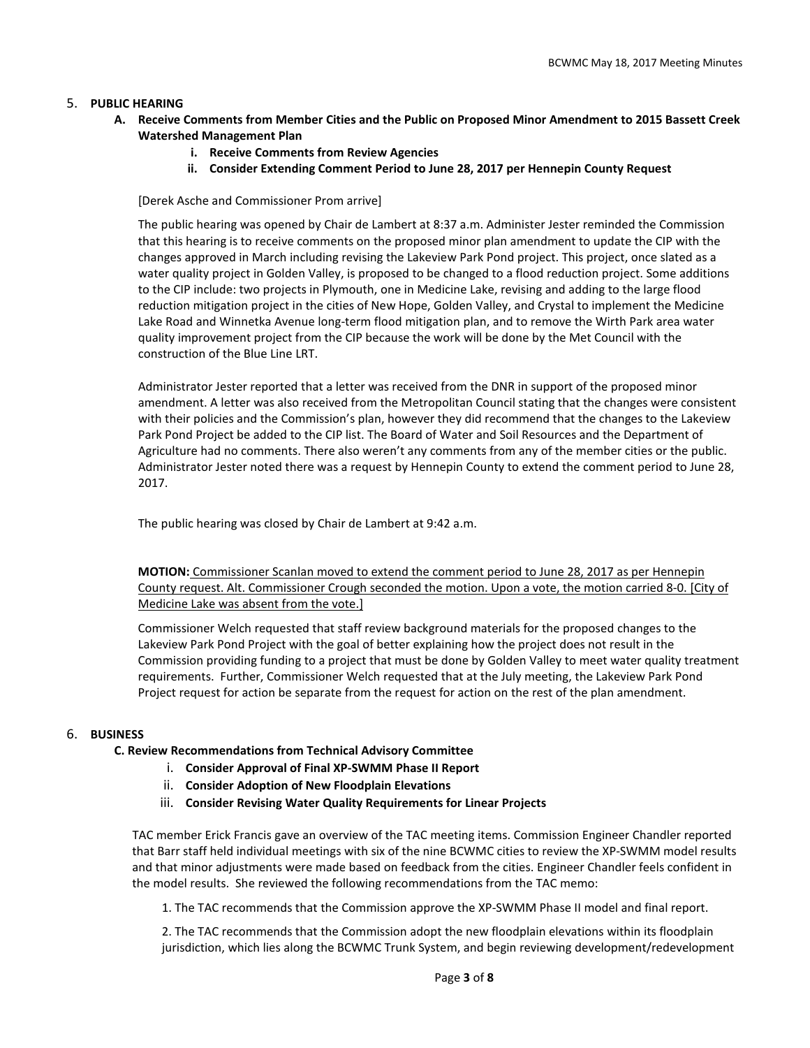## 5. PUBLIC HEARING

**A. Receive Comments from Member Cities and the Public on Proposed Minor Amendment to 2015 Bassett Creek Watershed Management Plan**

**i. Receive Comments from Review Agencies**

**ii. Consider Extending Comment Period to June 28, 2017 per Hennepin County Request**

[Derek Asche and Commissioner Prom arrive]

The public hearing was opened by Chair de Lambert at 8:37 a.m. Administer Jester reminded the Commission that this hearing is to receive comments on the proposed minor plan amendment to update the CIP with the changes approved in March including revising the Lakeview Park Pond project. This project, once slated as a water quality project in Golden Valley, is proposed to be changed to a flood reduction project. Some additions to the CIP include: two projects in Plymouth, one in Medicine Lake, revising and adding to the large flood reduction mitigation project in the cities of New Hope, Golden Valley, and Crystal to implement the Medicine Lake Road and Winnetka Avenue long-term flood mitigation plan, and to remove the Wirth Park area water quality improvement project from the CIP because the work will be done by the Met Council with the construction of the Blue Line LRT.

Administrator Jester reported that a letter was received from the DNR in support of the proposed minor amendment. A letter was also received from the Metropolitan Council stating that the changes were consistent with their policies and the Commission's plan, however they did recommend that the changes to the Lakeview Park Pond Project be added to the CIP list. The Board of Water and Soil Resources and the Department of Agriculture had no comments. There also weren't any comments from any of the member cities or the public. Administrator Jester noted there was a request by Hennepin County to extend the comment period to June 28, 2017.

The public hearing was closed by Chair de Lambert at 9:42 a.m.

**MOTION:** Commissioner Scanlan moved to extend the comment period to June 28, 2017 as per Hennepin County request. Alt. Commissioner Crough seconded the motion. Upon a vote, the motion carried 8-0. [City of Medicine Lake was absent from the vote.]

Commissioner Welch requested that staff review background materials for the proposed changes to the Lakeview Park Pond Project with the goal of better explaining how the project does not result in the Commission providing funding to a project that must be done by Golden Valley to meet water quality treatment requirements. Further, Commissioner Welch requested that at the July meeting, the Lakeview Park Pond Project request for action be separate from the request for action on the rest of the plan amendment.

## 6. BUSINESS

**C. Review Recommendations from Technical Advisory Committee**

i. **Consider Approval of Final XP-SWMM Phase II Report**

ii. **Consider Adoption of New Floodplain Elevations**

iii. **Consider Revising Water Quality Requirements for Linear Projects**

TAC member Erick Francis gave an overview of the TAC meeting items. Commission Engineer Chandler reported that Barr staff held individual meetings with six of the nine BCWMC cities to review the XP-SWMM model results and that minor adjustments were made based on feedback from the cities. Engineer Chandler feels confident in the model results. She reviewed the following recommendations from the TAC memo:

1. The TAC recommends that the Commission approve the XP-SWMM Phase II model and final report.

2. The TAC recommends that the Commission adopt the new floodplain elevations within its floodplain jurisdiction, which lies along the BCWMC Trunk System, and begin reviewing development/redevelopment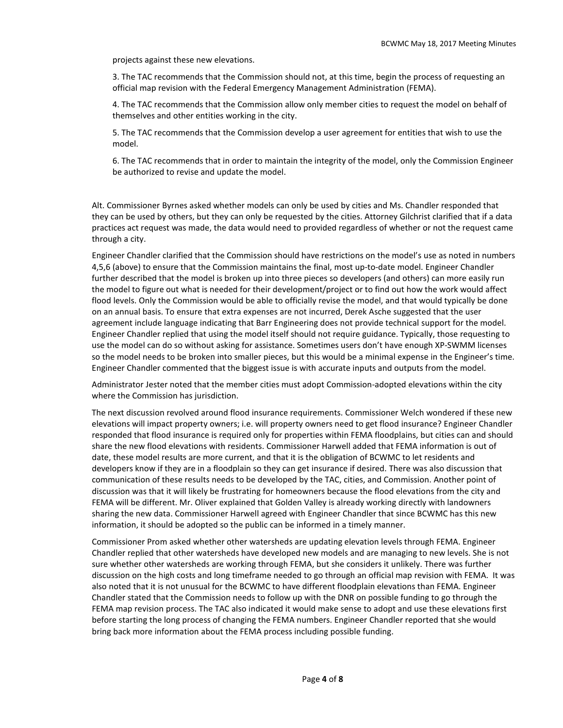projects against these new elevations.

3. The TAC recommends that the Commission should not, at this time, begin the process of requesting an official map revision with the Federal Emergency Management Administration (FEMA).

4. The TAC recommends that the Commission allow only member cities to request the model on behalf of themselves and other entities working in the city.

5. The TAC recommends that the Commission develop a user agreement for entities that wish to use the model.

6. The TAC recommends that in order to maintain the integrity of the model, only the Commission Engineer be authorized to revise and update the model.

Alt. Commissioner Byrnes asked whether models can only be used by cities and Ms. Chandler responded that they can be used by others, but they can only be requested by the cities. Attorney Gilchrist clarified that if a data practices act request was made, the data would need to provided regardless of whether or not the request came through a city.

Engineer Chandler clarified that the Commission should have restrictions on the model's use as noted in numbers 4,5,6 (above) to ensure that the Commission maintains the final, most up-to-date model. Engineer Chandler further described that the model is broken up into three pieces so developers (and others) can more easily run the model to figure out what is needed for their development/project or to find out how the work would affect flood levels. Only the Commission would be able to officially revise the model, and that would typically be done on an annual basis. To ensure that extra expenses are not incurred, Derek Asche suggested that the user agreement include language indicating that Barr Engineering does not provide technical support for the model. Engineer Chandler replied that using the model itself should not require guidance. Typically, those requesting to use the model can do so without asking for assistance. Sometimes users don't have enough XP-SWMM licenses so the model needs to be broken into smaller pieces, but this would be a minimal expense in the Engineer's time. Engineer Chandler commented that the biggest issue is with accurate inputs and outputs from the model.

Administrator Jester noted that the member cities must adopt Commission-adopted elevations within the city where the Commission has jurisdiction.

The next discussion revolved around flood insurance requirements. Commissioner Welch wondered if these new elevations will impact property owners; i.e. will property owners need to get flood insurance? Engineer Chandler responded that flood insurance is required only for properties within FEMA floodplains, but cities can and should share the new flood elevations with residents. Commissioner Harwell added that FEMA information is out of date, these model results are more current, and that it is the obligation of BCWMC to let residents and developers know if they are in a floodplain so they can get insurance if desired. There was also discussion that communication of these results needs to be developed by the TAC, cities, and Commission. Another point of discussion was that it will likely be frustrating for homeowners because the flood elevations from the city and FEMA will be different. Mr. Oliver explained that Golden Valley is already working directly with landowners sharing the new data. Commissioner Harwell agreed with Engineer Chandler that since BCWMC has this new information, it should be adopted so the public can be informed in a timely manner.

Commissioner Prom asked whether other watersheds are updating elevation levels through FEMA. Engineer Chandler replied that other watersheds have developed new models and are managing to new levels. She is not sure whether other watersheds are working through FEMA, but she considers it unlikely. There was further discussion on the high costs and long timeframe needed to go through an official map revision with FEMA. It was also noted that it is not unusual for the BCWMC to have different floodplain elevations than FEMA. Engineer Chandler stated that the Commission needs to follow up with the DNR on possible funding to go through the FEMA map revision process. The TAC also indicated it would make sense to adopt and use these elevations first before starting the long process of changing the FEMA numbers. Engineer Chandler reported that she would bring back more information about the FEMA process including possible funding.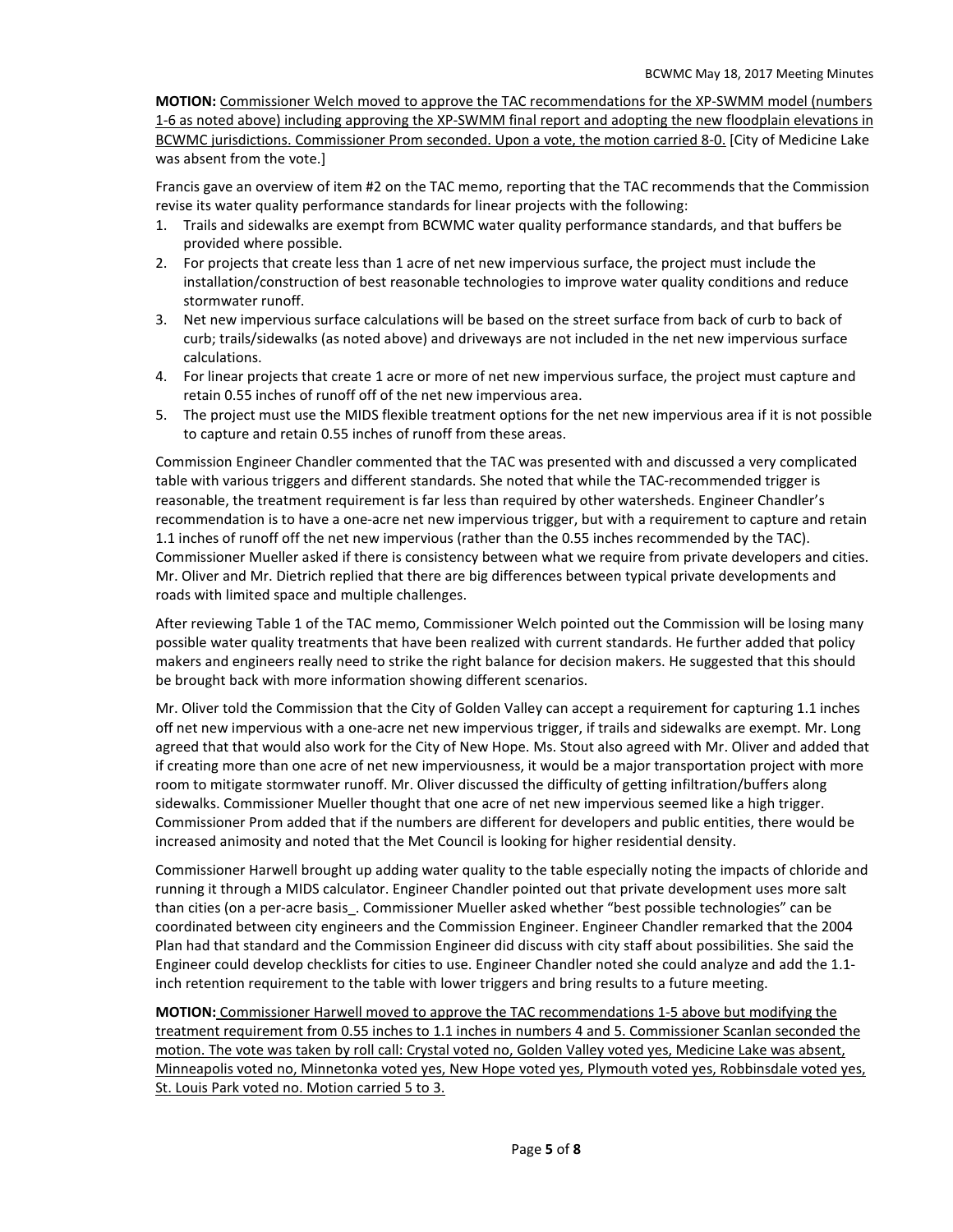**MOTION:** Commissioner Welch moved to approve the TAC recommendations for the XP-SWMM model (numbers 1-6 as noted above) including approving the XP-SWMM final report and adopting the new floodplain elevations in BCWMC jurisdictions. Commissioner Prom seconded. Upon a vote, the motion carried 8-0. [City of Medicine Lake was absent from the vote.]

Francis gave an overview of item #2 on the TAC memo, reporting that the TAC recommends that the Commission revise its water quality performance standards for linear projects with the following:

1. Trails and sidewalks are exempt from BCWMC water quality performance standards, and that buffers be provided where possible.
2. For projects that create less than 1 acre of net new impervious surface, the project must include the installation/construction of best reasonable technologies to improve water quality conditions and reduce stormwater runoff.
3. Net new impervious surface calculations will be based on the street surface from back of curb to back of curb; trails/sidewalks (as noted above) and driveways are not included in the net new impervious surface calculations.
4. For linear projects that create 1 acre or more of net new impervious surface, the project must capture and retain 0.55 inches of runoff off of the net new impervious area.
5. The project must use the MIDS flexible treatment options for the net new impervious area if it is not possible to capture and retain 0.55 inches of runoff from these areas.

Commission Engineer Chandler commented that the TAC was presented with and discussed a very complicated table with various triggers and different standards. She noted that while the TAC-recommended trigger is reasonable, the treatment requirement is far less than required by other watersheds. Engineer Chandler's recommendation is to have a one-acre net new impervious trigger, but with a requirement to capture and retain 1.1 inches of runoff off the net new impervious (rather than the 0.55 inches recommended by the TAC). Commissioner Mueller asked if there is consistency between what we require from private developers and cities. Mr. Oliver and Mr. Dietrich replied that there are big differences between typical private developments and roads with limited space and multiple challenges.

After reviewing Table 1 of the TAC memo, Commissioner Welch pointed out the Commission will be losing many possible water quality treatments that have been realized with current standards. He further added that policy makers and engineers really need to strike the right balance for decision makers. He suggested that this should be brought back with more information showing different scenarios.

Mr. Oliver told the Commission that the City of Golden Valley can accept a requirement for capturing 1.1 inches off net new impervious with a one-acre net new impervious trigger, if trails and sidewalks are exempt. Mr. Long agreed that that would also work for the City of New Hope. Ms. Stout also agreed with Mr. Oliver and added that if creating more than one acre of net new imperviousness, it would be a major transportation project with more room to mitigate stormwater runoff. Mr. Oliver discussed the difficulty of getting infiltration/buffers along sidewalks. Commissioner Mueller thought that one acre of net new impervious seemed like a high trigger. Commissioner Prom added that if the numbers are different for developers and public entities, there would be increased animosity and noted that the Met Council is looking for higher residential density.

Commissioner Harwell brought up adding water quality to the table especially noting the impacts of chloride and running it through a MIDS calculator. Engineer Chandler pointed out that private development uses more salt than cities (on a per-acre basis_. Commissioner Mueller asked whether "best possible technologies" can be coordinated between city engineers and the Commission Engineer. Engineer Chandler remarked that the 2004 Plan had that standard and the Commission Engineer did discuss with city staff about possibilities. She said the Engineer could develop checklists for cities to use. Engineer Chandler noted she could analyze and add the 1.1-inch retention requirement to the table with lower triggers and bring results to a future meeting.

**MOTION:** Commissioner Harwell moved to approve the TAC recommendations 1-5 above but modifying the treatment requirement from 0.55 inches to 1.1 inches in numbers 4 and 5. Commissioner Scanlan seconded the motion. The vote was taken by roll call: Crystal voted no, Golden Valley voted yes, Medicine Lake was absent, Minneapolis voted no, Minnetonka voted yes, New Hope voted yes, Plymouth voted yes, Robbinsdale voted yes, St. Louis Park voted no. Motion carried 5 to 3.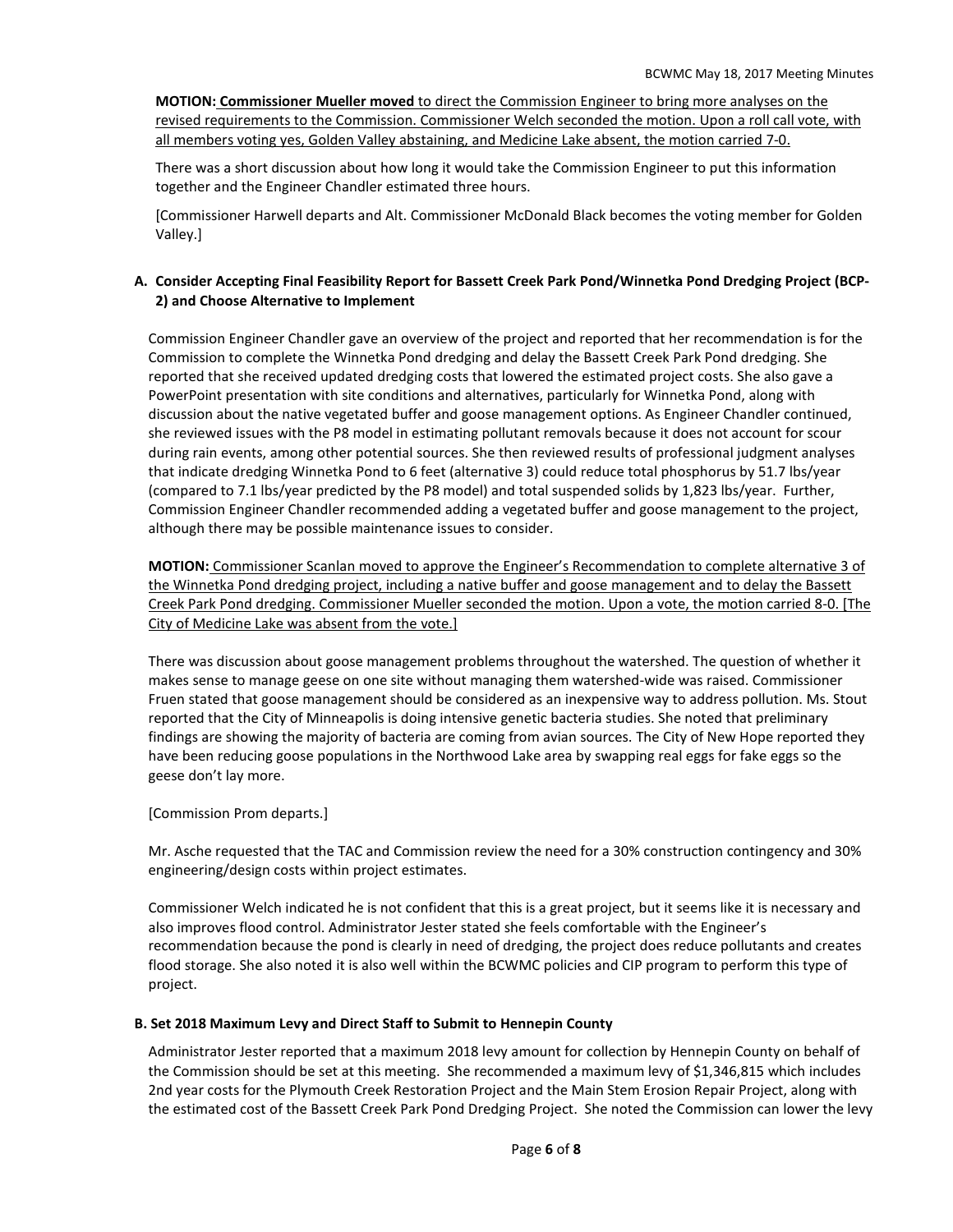**MOTION: Commissioner Mueller moved** to direct the Commission Engineer to bring more analyses on the revised requirements to the Commission. Commissioner Welch seconded the motion. Upon a roll call vote, with all members voting yes, Golden Valley abstaining, and Medicine Lake absent, the motion carried 7-0.

There was a short discussion about how long it would take the Commission Engineer to put this information together and the Engineer Chandler estimated three hours.

[Commissioner Harwell departs and Alt. Commissioner McDonald Black becomes the voting member for Golden Valley.]

**A. Consider Accepting Final Feasibility Report for Bassett Creek Park Pond/Winnetka Pond Dredging Project (BCP-2) and Choose Alternative to Implement**

Commission Engineer Chandler gave an overview of the project and reported that her recommendation is for the Commission to complete the Winnetka Pond dredging and delay the Bassett Creek Park Pond dredging. She reported that she received updated dredging costs that lowered the estimated project costs. She also gave a PowerPoint presentation with site conditions and alternatives, particularly for Winnetka Pond, along with discussion about the native vegetated buffer and goose management options. As Engineer Chandler continued, she reviewed issues with the P8 model in estimating pollutant removals because it does not account for scour during rain events, among other potential sources. She then reviewed results of professional judgment analyses that indicate dredging Winnetka Pond to 6 feet (alternative 3) could reduce total phosphorus by 51.7 lbs/year (compared to 7.1 lbs/year predicted by the P8 model) and total suspended solids by 1,823 lbs/year. Further, Commission Engineer Chandler recommended adding a vegetated buffer and goose management to the project, although there may be possible maintenance issues to consider.

**MOTION:** Commissioner Scanlan moved to approve the Engineer's Recommendation to complete alternative 3 of the Winnetka Pond dredging project, including a native buffer and goose management and to delay the Bassett Creek Park Pond dredging. Commissioner Mueller seconded the motion. Upon a vote, the motion carried 8-0. [The City of Medicine Lake was absent from the vote.]

There was discussion about goose management problems throughout the watershed. The question of whether it makes sense to manage geese on one site without managing them watershed-wide was raised. Commissioner Fruen stated that goose management should be considered as an inexpensive way to address pollution. Ms. Stout reported that the City of Minneapolis is doing intensive genetic bacteria studies. She noted that preliminary findings are showing the majority of bacteria are coming from avian sources. The City of New Hope reported they have been reducing goose populations in the Northwood Lake area by swapping real eggs for fake eggs so the geese don't lay more.

[Commission Prom departs.]

Mr. Asche requested that the TAC and Commission review the need for a 30% construction contingency and 30% engineering/design costs within project estimates.

Commissioner Welch indicated he is not confident that this is a great project, but it seems like it is necessary and also improves flood control. Administrator Jester stated she feels comfortable with the Engineer's recommendation because the pond is clearly in need of dredging, the project does reduce pollutants and creates flood storage. She also noted it is also well within the BCWMC policies and CIP program to perform this type of project.

**B. Set 2018 Maximum Levy and Direct Staff to Submit to Hennepin County**

Administrator Jester reported that a maximum 2018 levy amount for collection by Hennepin County on behalf of the Commission should be set at this meeting. She recommended a maximum levy of $1,346,815 which includes 2nd year costs for the Plymouth Creek Restoration Project and the Main Stem Erosion Repair Project, along with the estimated cost of the Bassett Creek Park Pond Dredging Project. She noted the Commission can lower the levy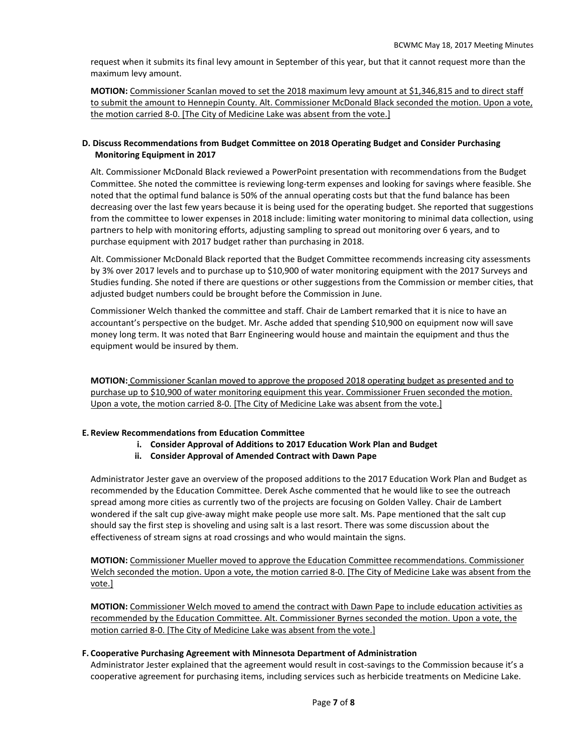request when it submits its final levy amount in September of this year, but that it cannot request more than the maximum levy amount.

**MOTION:** <u>Commissioner Scanlan moved to set the 2018 maximum levy amount at $1,346,815 and to direct staff to submit the amount to Hennepin County. Alt. Commissioner McDonald Black seconded the motion. Upon a vote, the motion carried 8-0. [The City of Medicine Lake was absent from the vote.]</u>

**D. Discuss Recommendations from Budget Committee on 2018 Operating Budget and Consider Purchasing Monitoring Equipment in 2017**

Alt. Commissioner McDonald Black reviewed a PowerPoint presentation with recommendations from the Budget Committee. She noted the committee is reviewing long-term expenses and looking for savings where feasible. She noted that the optimal fund balance is 50% of the annual operating costs but that the fund balance has been decreasing over the last few years because it is being used for the operating budget. She reported that suggestions from the committee to lower expenses in 2018 include: limiting water monitoring to minimal data collection, using partners to help with monitoring efforts, adjusting sampling to spread out monitoring over 6 years, and to purchase equipment with 2017 budget rather than purchasing in 2018.

Alt. Commissioner McDonald Black reported that the Budget Committee recommends increasing city assessments by 3% over 2017 levels and to purchase up to $10,900 of water monitoring equipment with the 2017 Surveys and Studies funding. She noted if there are questions or other suggestions from the Commission or member cities, that adjusted budget numbers could be brought before the Commission in June.

Commissioner Welch thanked the committee and staff. Chair de Lambert remarked that it is nice to have an accountant's perspective on the budget. Mr. Asche added that spending $10,900 on equipment now will save money long term. It was noted that Barr Engineering would house and maintain the equipment and thus the equipment would be insured by them.

**MOTION:** <u>Commissioner Scanlan moved to approve the proposed 2018 operating budget as presented and to purchase up to $10,900 of water monitoring equipment this year. Commissioner Fruen seconded the motion. Upon a vote, the motion carried 8-0. [The City of Medicine Lake was absent from the vote.]</u>

**E. Review Recommendations from Education Committee**

**i. Consider Approval of Additions to 2017 Education Work Plan and Budget**

**ii. Consider Approval of Amended Contract with Dawn Pape**

Administrator Jester gave an overview of the proposed additions to the 2017 Education Work Plan and Budget as recommended by the Education Committee. Derek Asche commented that he would like to see the outreach spread among more cities as currently two of the projects are focusing on Golden Valley. Chair de Lambert wondered if the salt cup give-away might make people use more salt. Ms. Pape mentioned that the salt cup should say the first step is shoveling and using salt is a last resort. There was some discussion about the effectiveness of stream signs at road crossings and who would maintain the signs.

**MOTION:** <u>Commissioner Mueller moved to approve the Education Committee recommendations. Commissioner Welch seconded the motion. Upon a vote, the motion carried 8-0. [The City of Medicine Lake was absent from the vote.]</u>

**MOTION:** <u>Commissioner Welch moved to amend the contract with Dawn Pape to include education activities as recommended by the Education Committee. Alt. Commissioner Byrnes seconded the motion. Upon a vote, the motion carried 8-0. [The City of Medicine Lake was absent from the vote.]</u>

**F. Cooperative Purchasing Agreement with Minnesota Department of Administration**

Administrator Jester explained that the agreement would result in cost-savings to the Commission because it's a cooperative agreement for purchasing items, including services such as herbicide treatments on Medicine Lake.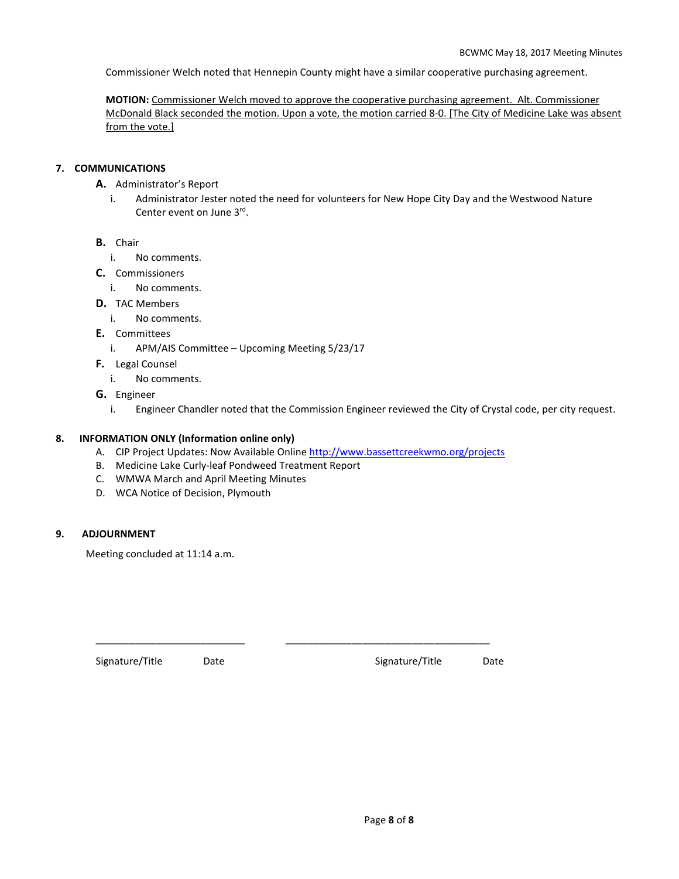Commissioner Welch noted that Hennepin County might have a similar cooperative purchasing agreement.

**MOTION:** Commissioner Welch moved to approve the cooperative purchasing agreement. Alt. Commissioner McDonald Black seconded the motion. Upon a vote, the motion carried 8-0. [The City of Medicine Lake was absent from the vote.]

## 7. COMMUNICATIONS

**A.** Administrator's Report

i. Administrator Jester noted the need for volunteers for New Hope City Day and the Westwood Nature Center event on June 3rd.

**B.** Chair

i. No comments.

**C.** Commissioners

i. No comments.

**D.** TAC Members

i. No comments.

**E.** Committees

i. APM/AIS Committee – Upcoming Meeting 5/23/17

**F.** Legal Counsel

i. No comments.

**G.** Engineer

i. Engineer Chandler noted that the Commission Engineer reviewed the City of Crystal code, per city request.

## 8. INFORMATION ONLY (Information online only)

A. CIP Project Updates: Now Available Online http://www.bassettcreekwmo.org/projects
B. Medicine Lake Curly-leaf Pondweed Treatment Report
C. WMWA March and April Meeting Minutes
D. WCA Notice of Decision, Plymouth

## 9. ADJOURNMENT

Meeting concluded at 11:14 a.m.

\_\_\_\_\_\_\_\_\_\_\_\_\_\_\_\_\_\_\_\_\_\_\_\_\_\_\_\_ \_\_\_\_\_\_\_\_\_\_\_\_\_\_\_\_\_\_\_\_\_\_\_\_\_\_\_\_\_\_\_\_\_\_\_\_\_\_

Signature/Title Date Signature/Title Date